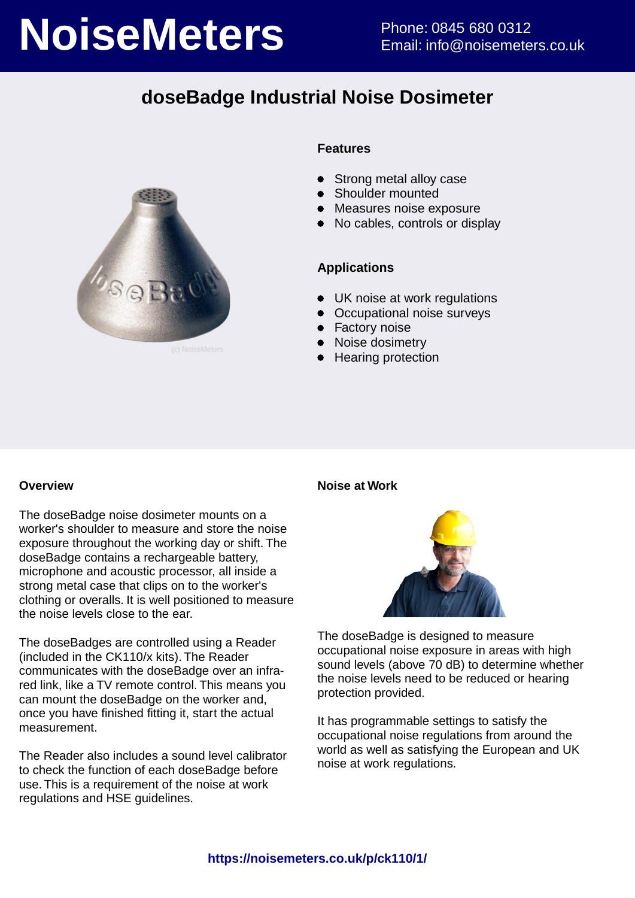# NoiseMeters

Phone: 0845 680 0312
Email: info@noisemeters.co.uk

## doseBadge Industrial Noise Dosimeter

(c) NoiseMeters

### Features

- Strong metal alloy case
- Shoulder mounted
- Measures noise exposure
- No cables, controls or display

### Applications

- UK noise at work regulations
- Occupational noise surveys
- Factory noise
- Noise dosimetry
- Hearing protection

### Overview

The doseBadge noise dosimeter mounts on a worker's shoulder to measure and store the noise exposure throughout the working day or shift. The doseBadge contains a rechargeable battery, microphone and acoustic processor, all inside a strong metal case that clips on to the worker's clothing or overalls. It is well positioned to measure the noise levels close to the ear.

The doseBadges are controlled using a Reader (included in the CK110/x kits). The Reader communicates with the doseBadge over an infra-red link, like a TV remote control. This means you can mount the doseBadge on the worker and, once you have finished fitting it, start the actual measurement.

The Reader also includes a sound level calibrator to check the function of each doseBadge before use. This is a requirement of the noise at work regulations and HSE guidelines.

### Noise at Work

The doseBadge is designed to measure occupational noise exposure in areas with high sound levels (above 70 dB) to determine whether the noise levels need to be reduced or hearing protection provided.

It has programmable settings to satisfy the occupational noise regulations from around the world as well as satisfying the European and UK noise at work regulations.

**https://noisemeters.co.uk/p/ck110/1/**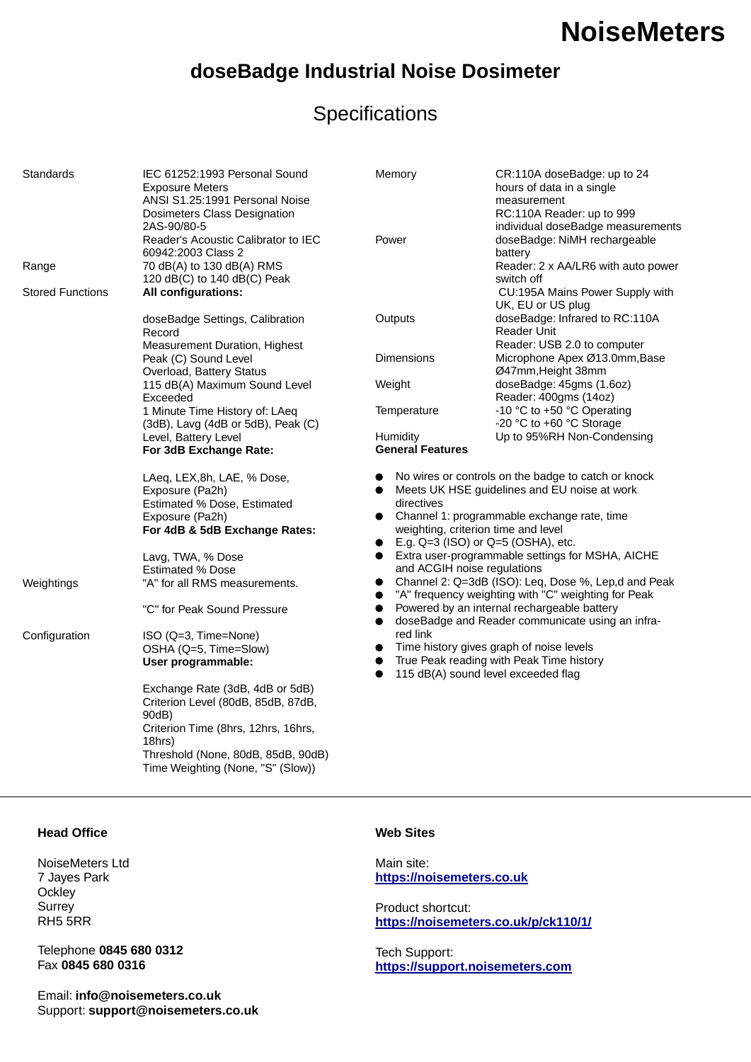# NoiseMeters

## doseBadge Industrial Noise Dosimeter

### Specifications

| | |
|---|---|
| Standards | IEC 61252:1993 Personal Sound Exposure Meters<br>ANSI S1.25:1991 Personal Noise Dosimeters Class Designation 2AS-90/80-5<br>Reader's Acoustic Calibrator to IEC 60942:2003 Class 2 |
| Range | 70 dB(A) to 130 dB(A) RMS<br>120 dB(C) to 140 dB(C) Peak |
| Stored Functions | **All configurations:**<br><br>doseBadge Settings, Calibration Record<br>Measurement Duration, Highest Peak (C) Sound Level<br>Overload, Battery Status<br>115 dB(A) Maximum Sound Level Exceeded<br>1 Minute Time History of: LAeq (3dB), Lavg (4dB or 5dB), Peak (C) Level, Battery Level<br>**For 3dB Exchange Rate:**<br><br>LAeq, LEX,8h, LAE, % Dose, Exposure (Pa2h)<br>Estimated % Dose, Estimated Exposure (Pa2h)<br>**For 4dB & 5dB Exchange Rates:**<br><br>Lavg, TWA, % Dose<br>Estimated % Dose |
| Weightings | "A" for all RMS measurements.<br><br>"C" for Peak Sound Pressure |
| Configuration | ISO (Q=3, Time=None)<br>OSHA (Q=5, Time=Slow)<br>**User programmable:**<br><br>Exchange Rate (3dB, 4dB or 5dB)<br>Criterion Level (80dB, 85dB, 87dB, 90dB)<br>Criterion Time (8hrs, 12hrs, 16hrs, 18hrs)<br>Threshold (None, 80dB, 85dB, 90dB)<br>Time Weighting (None, "S" (Slow)) |
| Memory | CR:110A doseBadge: up to 24 hours of data in a single measurement<br>RC:110A Reader: up to 999 individual doseBadge measurements |
| Power | doseBadge: NiMH rechargeable battery<br>Reader: 2 x AA/LR6 with auto power switch off<br>CU:195A Mains Power Supply with UK, EU or US plug |
| Outputs | doseBadge: Infrared to RC:110A Reader Unit<br>Reader: USB 2.0 to computer |
| Dimensions | Microphone Apex Ø13.0mm,Base Ø47mm,Height 38mm |
| Weight | doseBadge: 45gms (1.6oz)<br>Reader: 400gms (14oz) |
| Temperature | -10 °C to +50 °C Operating<br>-20 °C to +60 °C Storage |
| Humidity | Up to 95%RH Non-Condensing |

**General Features**

- No wires or controls on the badge to catch or knock
- Meets UK HSE guidelines and EU noise at work directives
- Channel 1: programmable exchange rate, time weighting, criterion time and level
- E.g. Q=3 (ISO) or Q=5 (OSHA), etc.
- Extra user-programmable settings for MSHA, AICHE and ACGIH noise regulations
- Channel 2: Q=3dB (ISO): Leq, Dose %, Lep,d and Peak
- "A" frequency weighting with "C" weighting for Peak
- Powered by an internal rechargeable battery
- doseBadge and Reader communicate using an infra-red link
- Time history gives graph of noise levels
- True Peak reading with Peak Time history
- 115 dB(A) sound level exceeded flag

---

**Head Office**

NoiseMeters Ltd
7 Jayes Park
Ockley
Surrey
RH5 5RR

Telephone **0845 680 0312**
Fax **0845 680 0316**

Email: **info@noisemeters.co.uk**
Support: **support@noisemeters.co.uk**

**Web Sites**

Main site:
**https://noisemeters.co.uk**

Product shortcut:
**https://noisemeters.co.uk/p/ck110/1/**

Tech Support:
**https://support.noisemeters.com**